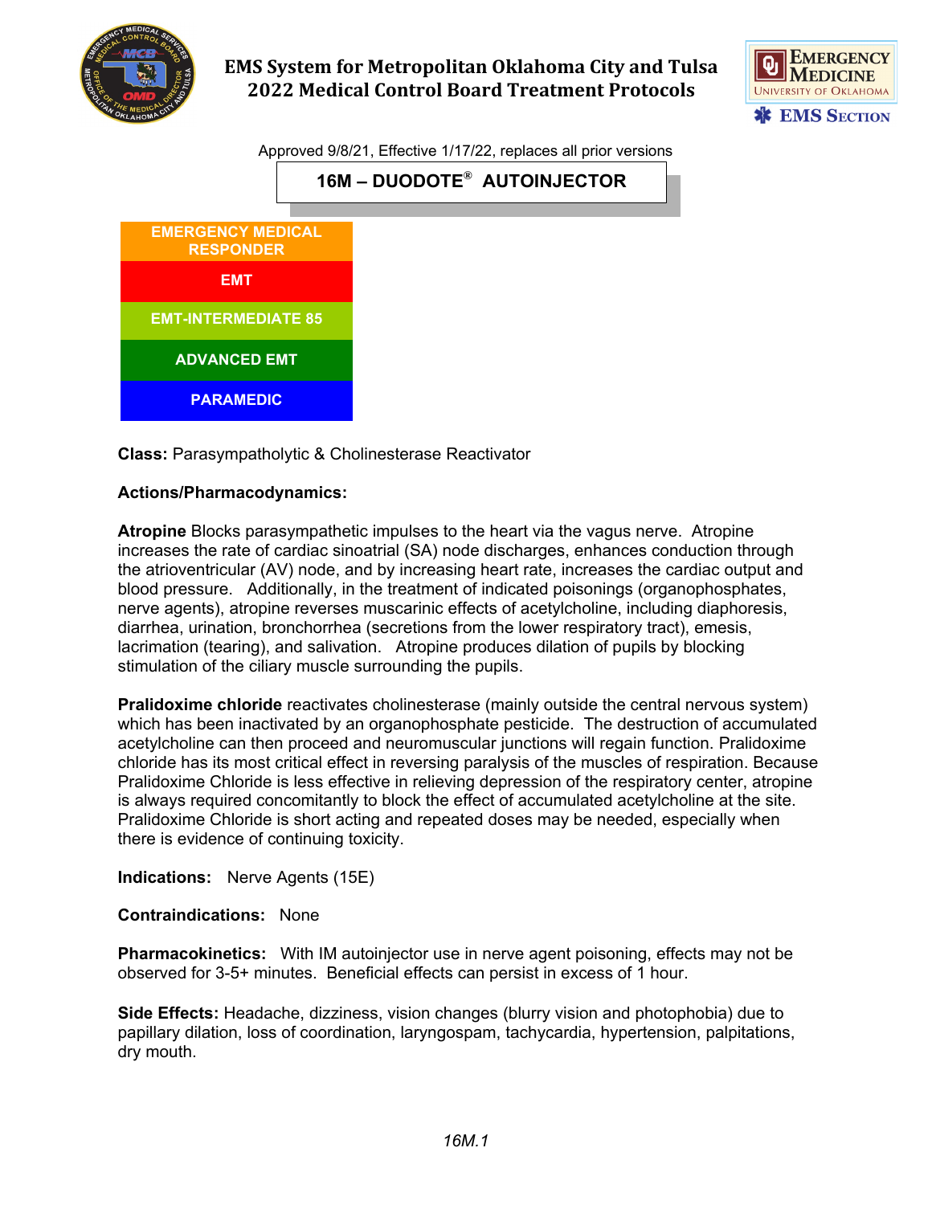# EMS System for Metropolitan Oklahoma City and Tulsa
# 2022 Medical Control Board Treatment Protocols

Approved 9/8/21, Effective 1/17/22, replaces all prior versions

## 16M – DUODOTE® AUTOINJECTOR

- EMERGENCY MEDICAL RESPONDER
- EMT
- EMT-INTERMEDIATE 85
- ADVANCED EMT
- PARAMEDIC

**Class:** Parasympatholytic & Cholinesterase Reactivator

**Actions/Pharmacodynamics:**

**Atropine** Blocks parasympathetic impulses to the heart via the vagus nerve. Atropine increases the rate of cardiac sinoatrial (SA) node discharges, enhances conduction through the atrioventricular (AV) node, and by increasing heart rate, increases the cardiac output and blood pressure. Additionally, in the treatment of indicated poisonings (organophosphates, nerve agents), atropine reverses muscarinic effects of acetylcholine, including diaphoresis, diarrhea, urination, bronchorrhea (secretions from the lower respiratory tract), emesis, lacrimation (tearing), and salivation. Atropine produces dilation of pupils by blocking stimulation of the ciliary muscle surrounding the pupils.

**Pralidoxime chloride** reactivates cholinesterase (mainly outside the central nervous system) which has been inactivated by an organophosphate pesticide. The destruction of accumulated acetylcholine can then proceed and neuromuscular junctions will regain function. Pralidoxime chloride has its most critical effect in reversing paralysis of the muscles of respiration. Because Pralidoxime Chloride is less effective in relieving depression of the respiratory center, atropine is always required concomitantly to block the effect of accumulated acetylcholine at the site. Pralidoxime Chloride is short acting and repeated doses may be needed, especially when there is evidence of continuing toxicity.

**Indications:** Nerve Agents (15E)

**Contraindications:** None

**Pharmacokinetics:** With IM autoinjector use in nerve agent poisoning, effects may not be observed for 3-5+ minutes. Beneficial effects can persist in excess of 1 hour.

**Side Effects:** Headache, dizziness, vision changes (blurry vision and photophobia) due to papillary dilation, loss of coordination, laryngospam, tachycardia, hypertension, palpitations, dry mouth.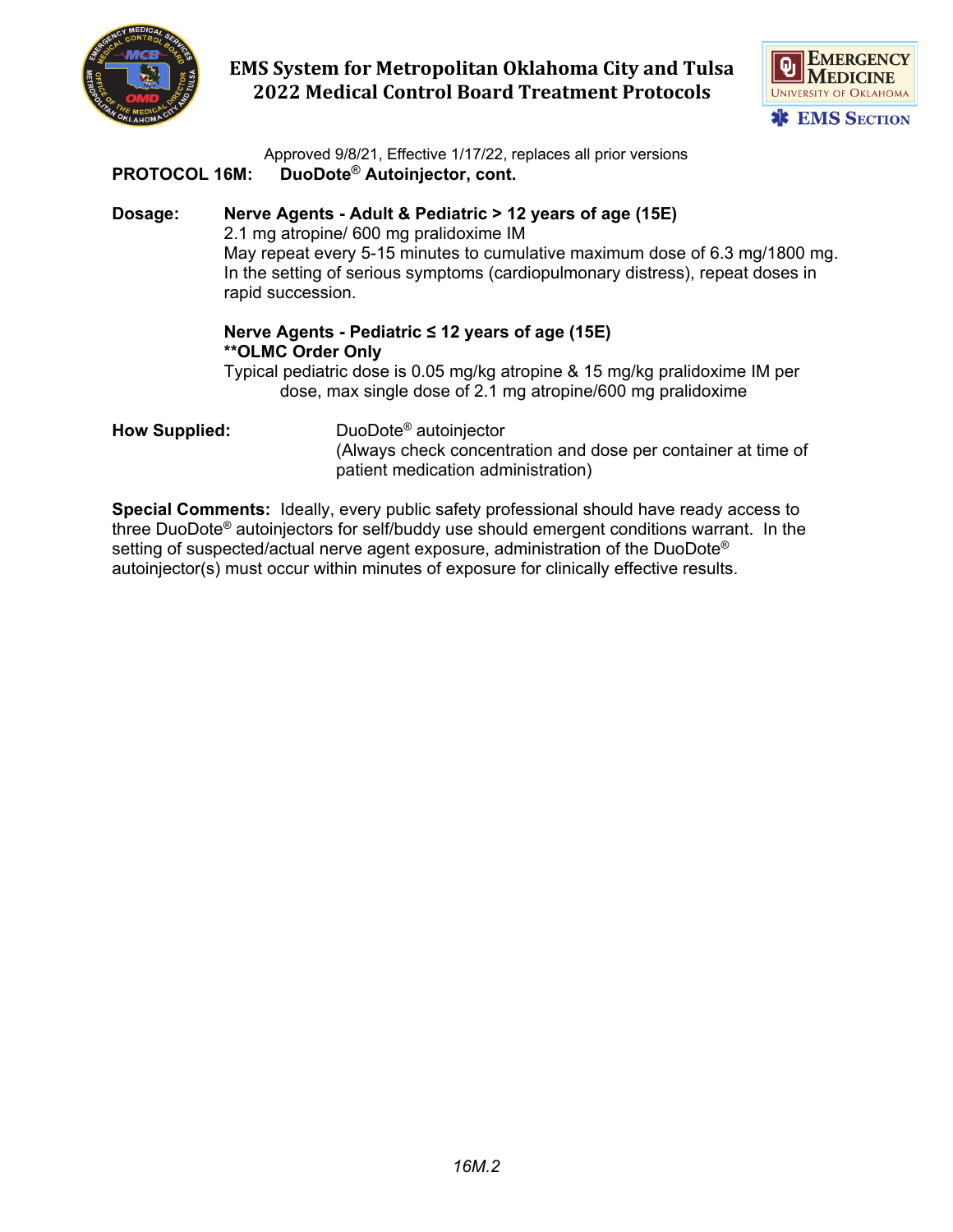Approved 9/8/21, Effective 1/17/22, replaces all prior versions

**PROTOCOL 16M: DuoDote® Autoinjector, cont.**

**Dosage:**

**Nerve Agents - Adult & Pediatric > 12 years of age (15E)**
2.1 mg atropine/ 600 mg pralidoxime IM
May repeat every 5-15 minutes to cumulative maximum dose of 6.3 mg/1800 mg. In the setting of serious symptoms (cardiopulmonary distress), repeat doses in rapid succession.

**Nerve Agents - Pediatric ≤ 12 years of age (15E)**
**\*\*OLMC Order Only**
Typical pediatric dose is 0.05 mg/kg atropine & 15 mg/kg pralidoxime IM per dose, max single dose of 2.1 mg atropine/600 mg pralidoxime

**How Supplied:** DuoDote® autoinjector
(Always check concentration and dose per container at time of patient medication administration)

**Special Comments:** Ideally, every public safety professional should have ready access to three DuoDote® autoinjectors for self/buddy use should emergent conditions warrant. In the setting of suspected/actual nerve agent exposure, administration of the DuoDote® autoinjector(s) must occur within minutes of exposure for clinically effective results.